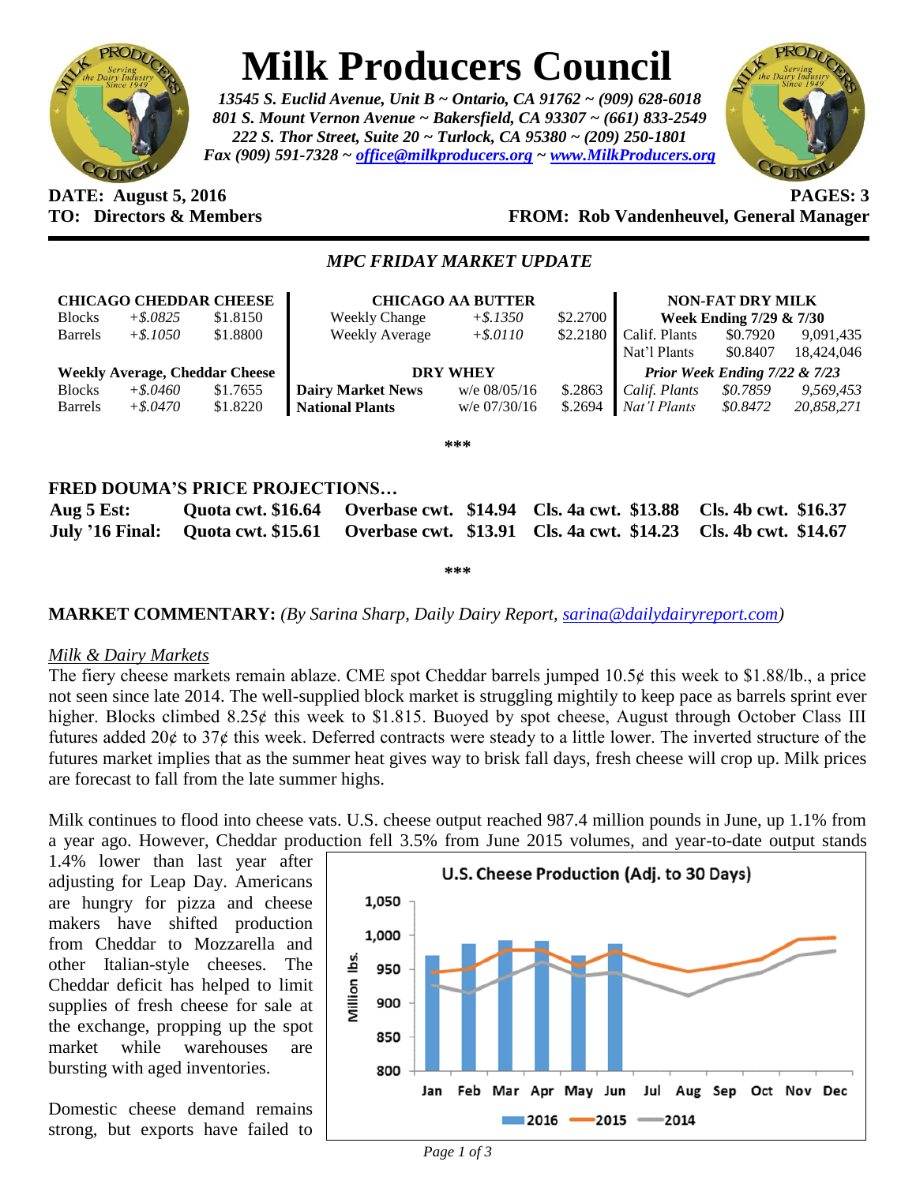# Milk Producers Council

*13545 S. Euclid Avenue, Unit B ~ Ontario, CA 91762 ~ (909) 628-6018*
*801 S. Mount Vernon Avenue ~ Bakersfield, CA 93307 ~ (661) 833-2549*
*222 S. Thor Street, Suite 20 ~ Turlock, CA 95380 ~ (209) 250-1801*
*Fax (909) 591-7328 ~ office@milkproducers.org ~ www.MilkProducers.org*

**DATE: August 5, 2016** **PAGES: 3**
**TO: Directors & Members** **FROM: Rob Vandenheuvel, General Manager**

## *MPC FRIDAY MARKET UPDATE*

| **CHICAGO CHEDDAR CHEESE** | | | **CHICAGO AA BUTTER** | | | **NON-FAT DRY MILK** | | |
|---|---|---|---|---|---|---|---|---|
| Blocks | *+$.0825* | $1.8150 | Weekly Change | *+$.1350* | $2.2700 | **Week Ending 7/29 & 7/30** | | |
| Barrels | *+$.1050* | $1.8800 | Weekly Average | *+$.0110* | $2.2180 | Calif. Plants | $0.7920 | 9,091,435 |
| | | | | | | Nat'l Plants | $0.8407 | 18,424,046 |
| **Weekly Average, Cheddar Cheese** | | | **DRY WHEY** | | | ***Prior Week Ending 7/22 & 7/23*** | | |
| Blocks | *+$.0460* | $1.7655 | **Dairy Market News** | w/e 08/05/16 | $.2863 | *Calif. Plants* | *$0.7859* | *9,569,453* |
| Barrels | *+$.0470* | $1.8220 | **National Plants** | w/e 07/30/16 | $.2694 | *Nat'l Plants* | *$0.8472* | *20,858,271* |

***

## FRED DOUMA'S PRICE PROJECTIONS…

| | | | | |
|---|---|---|---|---|
| **Aug 5 Est:** | **Quota cwt. $16.64** | **Overbase cwt. $14.94** | **Cls. 4a cwt. $13.88** | **Cls. 4b cwt. $16.37** |
| **July '16 Final:** | **Quota cwt. $15.61** | **Overbase cwt. $13.91** | **Cls. 4a cwt. $14.23** | **Cls. 4b cwt. $14.67** |

***

**MARKET COMMENTARY:** *(By Sarina Sharp, Daily Dairy Report, sarina@dailydairyreport.com)*

*Milk & Dairy Markets*

The fiery cheese markets remain ablaze. CME spot Cheddar barrels jumped 10.5¢ this week to $1.88/lb., a price not seen since late 2014. The well-supplied block market is struggling mightily to keep pace as barrels sprint ever higher. Blocks climbed 8.25¢ this week to $1.815. Buoyed by spot cheese, August through October Class III futures added 20¢ to 37¢ this week. Deferred contracts were steady to a little lower. The inverted structure of the futures market implies that as the summer heat gives way to brisk fall days, fresh cheese will crop up. Milk prices are forecast to fall from the late summer highs.

Milk continues to flood into cheese vats. U.S. cheese output reached 987.4 million pounds in June, up 1.1% from a year ago. However, Cheddar production fell 3.5% from June 2015 volumes, and year-to-date output stands 1.4% lower than last year after adjusting for Leap Day. Americans are hungry for pizza and cheese makers have shifted production from Cheddar to Mozzarella and other Italian-style cheeses. The Cheddar deficit has helped to limit supplies of fresh cheese for sale at the exchange, propping up the spot market while warehouses are bursting with aged inventories.

Domestic cheese demand remains strong, but exports have failed to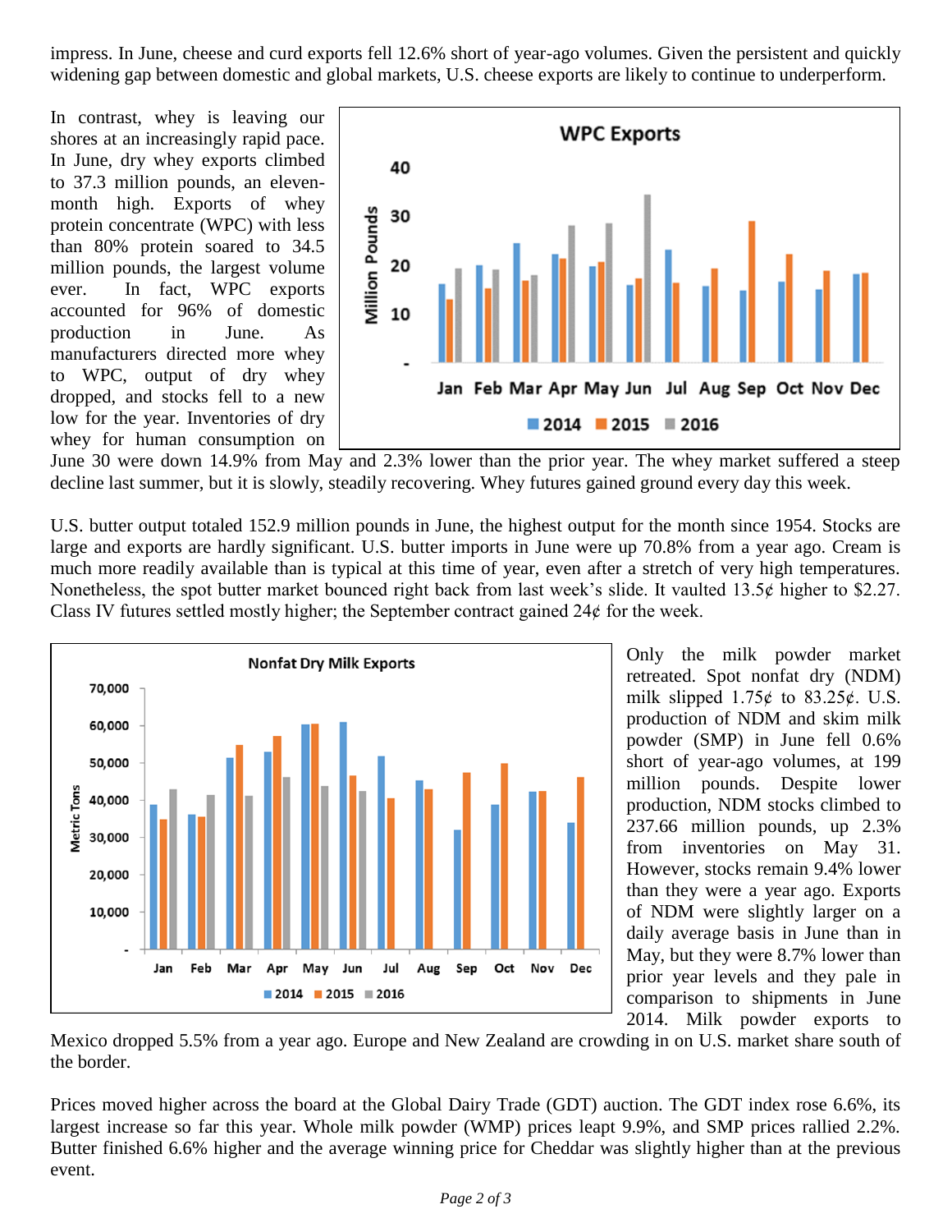impress. In June, cheese and curd exports fell 12.6% short of year-ago volumes. Given the persistent and quickly widening gap between domestic and global markets, U.S. cheese exports are likely to continue to underperform.

In contrast, whey is leaving our shores at an increasingly rapid pace. In June, dry whey exports climbed to 37.3 million pounds, an eleven-month high. Exports of whey protein concentrate (WPC) with less than 80% protein soared to 34.5 million pounds, the largest volume ever. In fact, WPC exports accounted for 96% of domestic production in June. As manufacturers directed more whey to WPC, output of dry whey dropped, and stocks fell to a new low for the year. Inventories of dry whey for human consumption on June 30 were down 14.9% from May and 2.3% lower than the prior year. The whey market suffered a steep decline last summer, but it is slowly, steadily recovering. Whey futures gained ground every day this week.

U.S. butter output totaled 152.9 million pounds in June, the highest output for the month since 1954. Stocks are large and exports are hardly significant. U.S. butter imports in June were up 70.8% from a year ago. Cream is much more readily available than is typical at this time of year, even after a stretch of very high temperatures. Nonetheless, the spot butter market bounced right back from last week's slide. It vaulted 13.5¢ higher to $2.27. Class IV futures settled mostly higher; the September contract gained 24¢ for the week.

Only the milk powder market retreated. Spot nonfat dry (NDM) milk slipped 1.75¢ to 83.25¢. U.S. production of NDM and skim milk powder (SMP) in June fell 0.6% short of year-ago volumes, at 199 million pounds. Despite lower production, NDM stocks climbed to 237.66 million pounds, up 2.3% from inventories on May 31. However, stocks remain 9.4% lower than they were a year ago. Exports of NDM were slightly larger on a daily average basis in June than in May, but they were 8.7% lower than prior year levels and they pale in comparison to shipments in June 2014. Milk powder exports to Mexico dropped 5.5% from a year ago. Europe and New Zealand are crowding in on U.S. market share south of the border.

Prices moved higher across the board at the Global Dairy Trade (GDT) auction. The GDT index rose 6.6%, its largest increase so far this year. Whole milk powder (WMP) prices leapt 9.9%, and SMP prices rallied 2.2%. Butter finished 6.6% higher and the average winning price for Cheddar was slightly higher than at the previous event.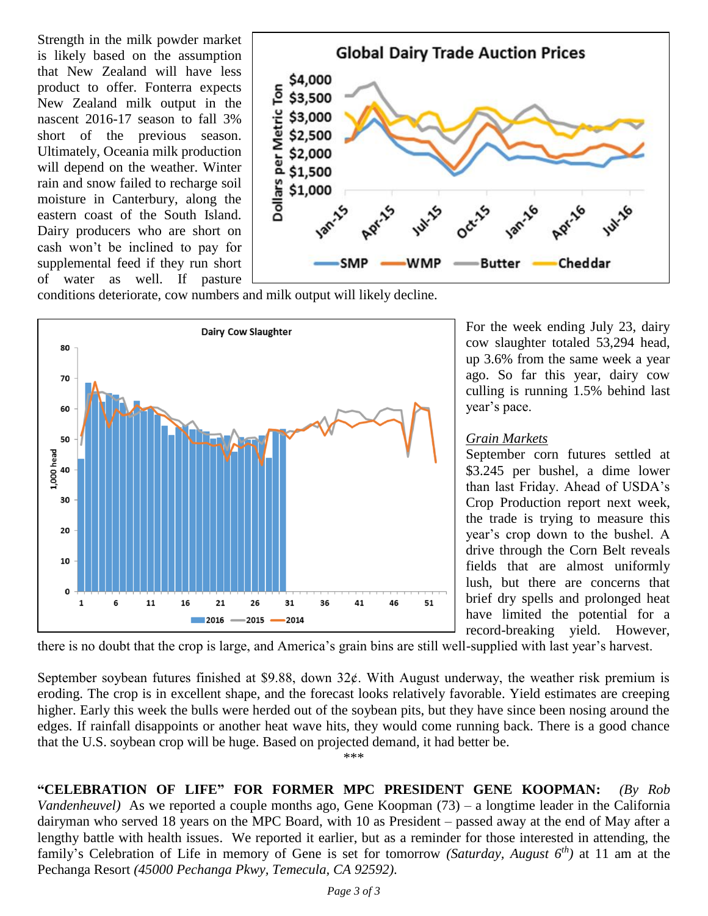Strength in the milk powder market is likely based on the assumption that New Zealand will have less product to offer. Fonterra expects New Zealand milk output in the nascent 2016-17 season to fall 3% short of the previous season. Ultimately, Oceania milk production will depend on the weather. Winter rain and snow failed to recharge soil moisture in Canterbury, along the eastern coast of the South Island. Dairy producers who are short on cash won't be inclined to pay for supplemental feed if they run short of water as well. If pasture conditions deteriorate, cow numbers and milk output will likely decline.

Global Dairy Trade Auction Prices

Dollars per Metric Ton

$4,000
$3,500
$3,000
$2,500
$2,000
$1,500
$1,000

Jan-15 Apr-15 Jul-15 Oct-15 Jan-16 Apr-16 Jul-16

SMP WMP Butter Cheddar

Dairy Cow Slaughter

1,000 head

80
70
60
50
40
30
20
10
0

1 6 11 16 21 26 31 36 41 46 51

2016 2015 2014

For the week ending July 23, dairy cow slaughter totaled 53,294 head, up 3.6% from the same week a year ago. So far this year, dairy cow culling is running 1.5% behind last year's pace.

*Grain Markets*

September corn futures settled at $3.245 per bushel, a dime lower than last Friday. Ahead of USDA's Crop Production report next week, the trade is trying to measure this year's crop down to the bushel. A drive through the Corn Belt reveals fields that are almost uniformly lush, but there are concerns that brief dry spells and prolonged heat have limited the potential for a record-breaking yield. However, there is no doubt that the crop is large, and America's grain bins are still well-supplied with last year's harvest.

September soybean futures finished at $9.88, down 32¢. With August underway, the weather risk premium is eroding. The crop is in excellent shape, and the forecast looks relatively favorable. Yield estimates are creeping higher. Early this week the bulls were herded out of the soybean pits, but they have since been nosing around the edges. If rainfall disappoints or another heat wave hits, they would come running back. There is a good chance that the U.S. soybean crop will be huge. Based on projected demand, it had better be.

\*\*\*

**"CELEBRATION OF LIFE" FOR FORMER MPC PRESIDENT GENE KOOPMAN:** *(By Rob Vandenheuvel)* As we reported a couple months ago, Gene Koopman (73) – a longtime leader in the California dairyman who served 18 years on the MPC Board, with 10 as President – passed away at the end of May after a lengthy battle with health issues. We reported it earlier, but as a reminder for those interested in attending, the family's Celebration of Life in memory of Gene is set for tomorrow *(Saturday, August 6th)* at 11 am at the Pechanga Resort *(45000 Pechanga Pkwy, Temecula, CA 92592).*